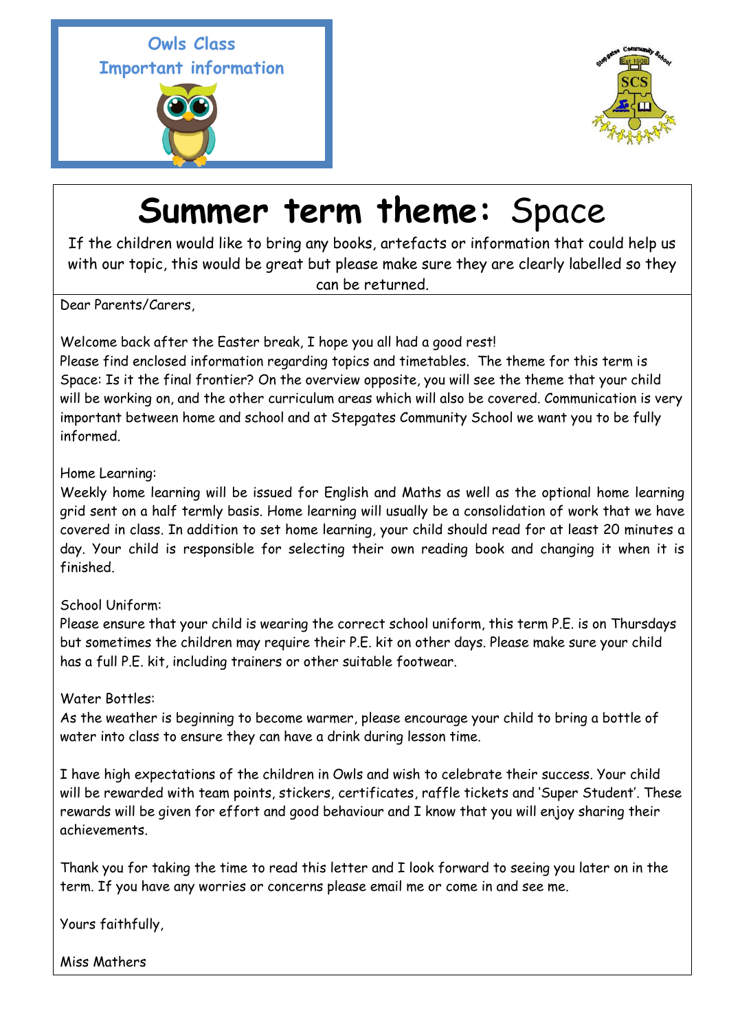Owls Class
Important information

# Summer term theme: Space

If the children would like to bring any books, artefacts or information that could help us with our topic, this would be great but please make sure they are clearly labelled so they can be returned.

Dear Parents/Carers,

Welcome back after the Easter break, I hope you all had a good rest!
Please find enclosed information regarding topics and timetables. The theme for this term is Space: Is it the final frontier? On the overview opposite, you will see the theme that your child will be working on, and the other curriculum areas which will also be covered. Communication is very important between home and school and at Stepgates Community School we want you to be fully informed.

Home Learning:
Weekly home learning will be issued for English and Maths as well as the optional home learning grid sent on a half termly basis. Home learning will usually be a consolidation of work that we have covered in class. In addition to set home learning, your child should read for at least 20 minutes a day. Your child is responsible for selecting their own reading book and changing it when it is finished.

School Uniform:
Please ensure that your child is wearing the correct school uniform, this term P.E. is on Thursdays but sometimes the children may require their P.E. kit on other days. Please make sure your child has a full P.E. kit, including trainers or other suitable footwear.

Water Bottles:
As the weather is beginning to become warmer, please encourage your child to bring a bottle of water into class to ensure they can have a drink during lesson time.

I have high expectations of the children in Owls and wish to celebrate their success. Your child will be rewarded with team points, stickers, certificates, raffle tickets and 'Super Student'. These rewards will be given for effort and good behaviour and I know that you will enjoy sharing their achievements.

Thank you for taking the time to read this letter and I look forward to seeing you later on in the term. If you have any worries or concerns please email me or come in and see me.

Yours faithfully,

Miss Mathers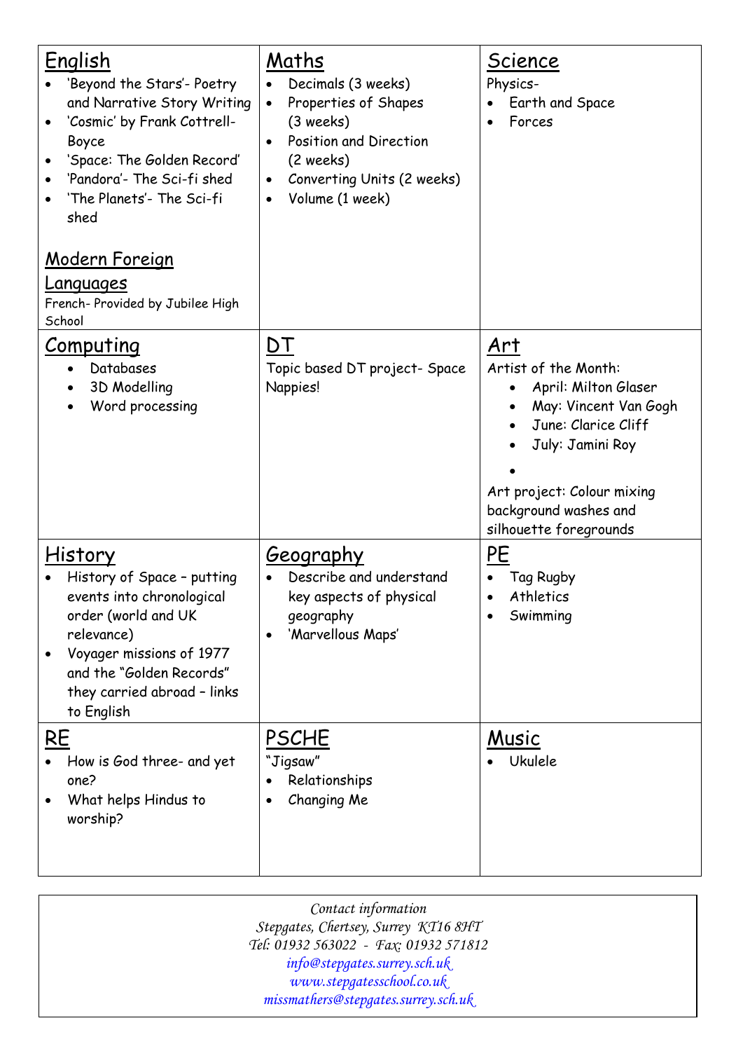## English

- 'Beyond the Stars'- Poetry and Narrative Story Writing
- 'Cosmic' by Frank Cottrell-Boyce
- 'Space: The Golden Record'
- 'Pandora'- The Sci-fi shed
- 'The Planets'- The Sci-fi shed

## Modern Foreign Languages

French- Provided by Jubilee High School

## Maths

- Decimals (3 weeks)
- Properties of Shapes (3 weeks)
- Position and Direction (2 weeks)
- Converting Units (2 weeks)
- Volume (1 week)

## Science

Physics-

- Earth and Space
- Forces

## Computing

- Databases
- 3D Modelling
- Word processing

## DT

Topic based DT project- Space Nappies!

## Art

Artist of the Month:

- April: Milton Glaser
- May: Vincent Van Gogh
- June: Clarice Cliff
- July: Jamini Roy

Art project: Colour mixing background washes and silhouette foregrounds

## History

- History of Space – putting events into chronological order (world and UK relevance)
- Voyager missions of 1977 and the "Golden Records" they carried abroad – links to English

## Geography

- Describe and understand key aspects of physical geography
- 'Marvellous Maps'

## PE

- Tag Rugby
- Athletics
- Swimming

## RE

- How is God three- and yet one?
- What helps Hindus to worship?

## PSCHE

"Jigsaw"

- Relationships
- Changing Me

## Music

- Ukulele

---

*Contact information*
*Stepgates, Chertsey, Surrey KT16 8HT*
*Tel: 01932 563022 - Fax: 01932 571812*
*info@stepgates.surrey.sch.uk*
*www.stepgatesschool.co.uk*
*missmathers@stepgates.surrey.sch.uk*